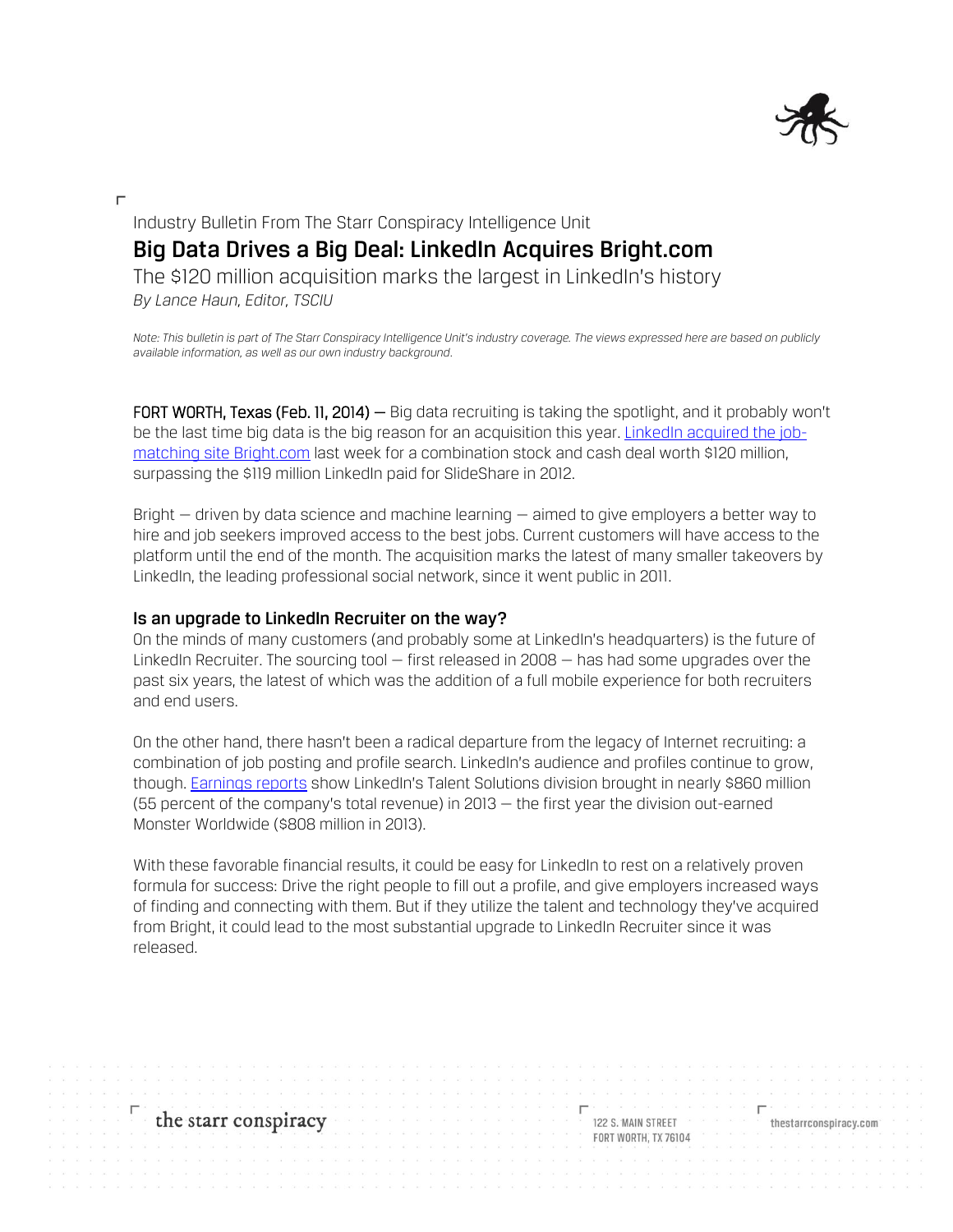Industry Bulletin From The Starr Conspiracy Intelligence Unit

# Big Data Drives a Big Deal: LinkedIn Acquires Bright.com

## The $120 million acquisition marks the largest in LinkedIn's history

*By Lance Haun, Editor, TSCIU*

*Note: This bulletin is part of The Starr Conspiracy Intelligence Unit's industry coverage. The views expressed here are based on publicly available information, as well as our own industry background.*

**FORT WORTH, Texas (Feb. 11, 2014) —** Big data recruiting is taking the spotlight, and it probably won't be the last time big data is the big reason for an acquisition this year. [LinkedIn acquired the job-matching site Bright.com]() last week for a combination stock and cash deal worth $120 million, surpassing the $119 million LinkedIn paid for SlideShare in 2012.

Bright — driven by data science and machine learning — aimed to give employers a better way to hire and job seekers improved access to the best jobs. Current customers will have access to the platform until the end of the month. The acquisition marks the latest of many smaller takeovers by LinkedIn, the leading professional social network, since it went public in 2011.

### Is an upgrade to LinkedIn Recruiter on the way?

On the minds of many customers (and probably some at LinkedIn's headquarters) is the future of LinkedIn Recruiter. The sourcing tool — first released in 2008 — has had some upgrades over the past six years, the latest of which was the addition of a full mobile experience for both recruiters and end users.

On the other hand, there hasn't been a radical departure from the legacy of Internet recruiting: a combination of job posting and profile search. LinkedIn's audience and profiles continue to grow, though. [Earnings reports]() show LinkedIn's Talent Solutions division brought in nearly $860 million (55 percent of the company's total revenue) in 2013 — the first year the division out-earned Monster Worldwide ($808 million in 2013).

With these favorable financial results, it could be easy for LinkedIn to rest on a relatively proven formula for success: Drive the right people to fill out a profile, and give employers increased ways of finding and connecting with them. But if they utilize the talent and technology they've acquired from Bright, it could lead to the most substantial upgrade to LinkedIn Recruiter since it was released.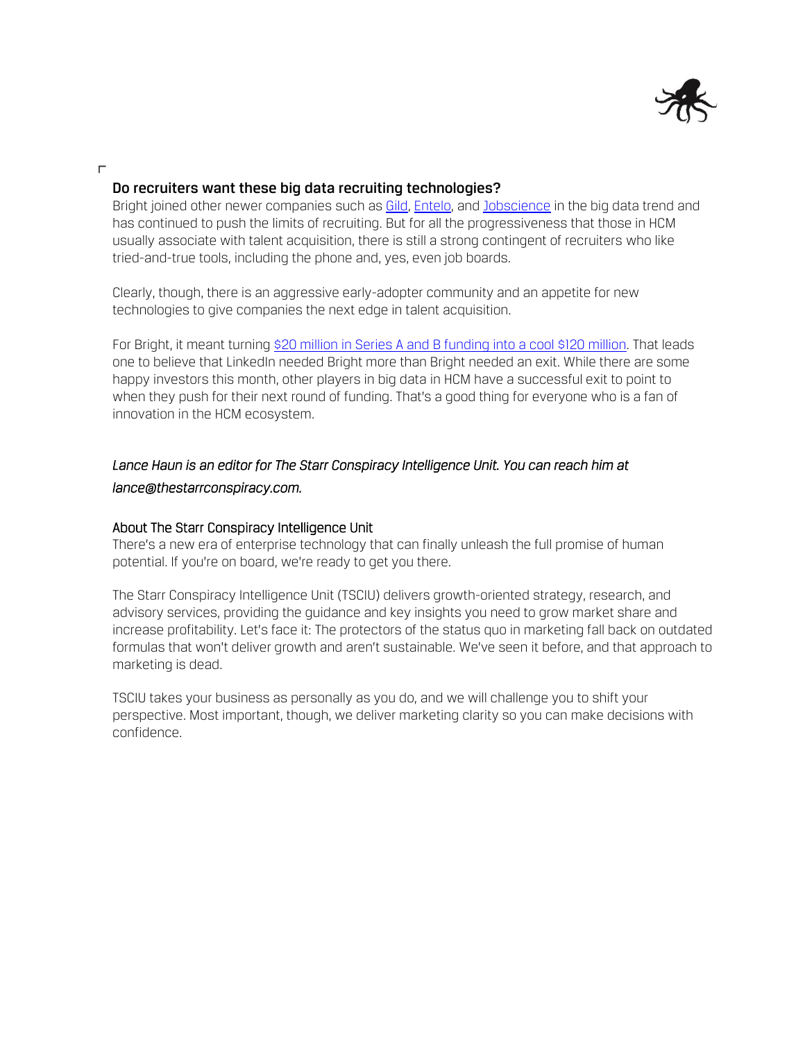### Do recruiters want these big data recruiting technologies?

Bright joined other newer companies such as Gild, Entelo, and Jobscience in the big data trend and has continued to push the limits of recruiting. But for all the progressiveness that those in HCM usually associate with talent acquisition, there is still a strong contingent of recruiters who like tried-and-true tools, including the phone and, yes, even job boards.

Clearly, though, there is an aggressive early-adopter community and an appetite for new technologies to give companies the next edge in talent acquisition.

For Bright, it meant turning $20 million in Series A and B funding into a cool $120 million. That leads one to believe that LinkedIn needed Bright more than Bright needed an exit. While there are some happy investors this month, other players in big data in HCM have a successful exit to point to when they push for their next round of funding. That's a good thing for everyone who is a fan of innovation in the HCM ecosystem.

*Lance Haun is an editor for The Starr Conspiracy Intelligence Unit. You can reach him at lance@thestarrconspiracy.com.*

#### About The Starr Conspiracy Intelligence Unit

There's a new era of enterprise technology that can finally unleash the full promise of human potential. If you're on board, we're ready to get you there.

The Starr Conspiracy Intelligence Unit (TSCIU) delivers growth-oriented strategy, research, and advisory services, providing the guidance and key insights you need to grow market share and increase profitability. Let's face it: The protectors of the status quo in marketing fall back on outdated formulas that won't deliver growth and aren't sustainable. We've seen it before, and that approach to marketing is dead.

TSCIU takes your business as personally as you do, and we will challenge you to shift your perspective. Most important, though, we deliver marketing clarity so you can make decisions with confidence.